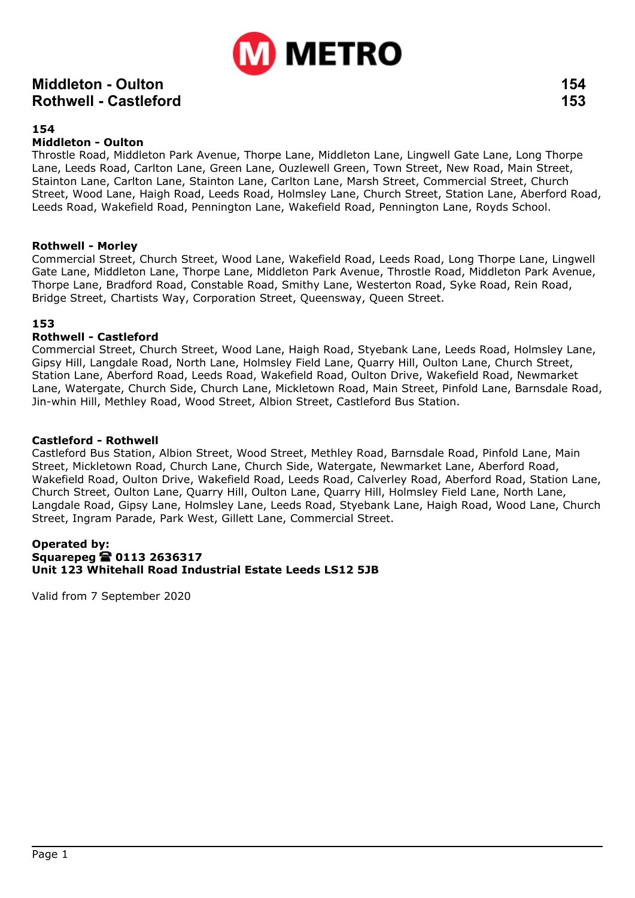# METRO

## Middleton - Oulton 154
## Rothwell - Castleford 153

### 154
**Middleton - Oulton**

Throstle Road, Middleton Park Avenue, Thorpe Lane, Middleton Lane, Lingwell Gate Lane, Long Thorpe Lane, Leeds Road, Carlton Lane, Green Lane, Ouzlewell Green, Town Street, New Road, Main Street, Stainton Lane, Carlton Lane, Stainton Lane, Carlton Lane, Marsh Street, Commercial Street, Church Street, Wood Lane, Haigh Road, Leeds Road, Holmsley Lane, Church Street, Station Lane, Aberford Road, Leeds Road, Wakefield Road, Pennington Lane, Wakefield Road, Pennington Lane, Royds School.

**Rothwell - Morley**

Commercial Street, Church Street, Wood Lane, Wakefield Road, Leeds Road, Long Thorpe Lane, Lingwell Gate Lane, Middleton Lane, Thorpe Lane, Middleton Park Avenue, Throstle Road, Middleton Park Avenue, Thorpe Lane, Bradford Road, Constable Road, Smithy Lane, Westerton Road, Syke Road, Rein Road, Bridge Street, Chartists Way, Corporation Street, Queensway, Queen Street.

### 153
**Rothwell - Castleford**

Commercial Street, Church Street, Wood Lane, Haigh Road, Styebank Lane, Leeds Road, Holmsley Lane, Gipsy Hill, Langdale Road, North Lane, Holmsley Field Lane, Quarry Hill, Oulton Lane, Church Street, Station Lane, Aberford Road, Leeds Road, Wakefield Road, Oulton Drive, Wakefield Road, Newmarket Lane, Watergate, Church Side, Church Lane, Mickletown Road, Main Street, Pinfold Lane, Barnsdale Road, Jin-whin Hill, Methley Road, Wood Street, Albion Street, Castleford Bus Station.

**Castleford - Rothwell**

Castleford Bus Station, Albion Street, Wood Street, Methley Road, Barnsdale Road, Pinfold Lane, Main Street, Mickletown Road, Church Lane, Church Side, Watergate, Newmarket Lane, Aberford Road, Wakefield Road, Oulton Drive, Wakefield Road, Leeds Road, Calverley Road, Aberford Road, Station Lane, Church Street, Oulton Lane, Quarry Hill, Oulton Lane, Quarry Hill, Holmsley Field Lane, North Lane, Langdale Road, Gipsy Lane, Holmsley Lane, Leeds Road, Styebank Lane, Haigh Road, Wood Lane, Church Street, Ingram Parade, Park West, Gillett Lane, Commercial Street.

**Operated by:**
**Squarepeg ☎ 0113 2636317**
**Unit 123 Whitehall Road Industrial Estate Leeds LS12 5JB**

Valid from 7 September 2020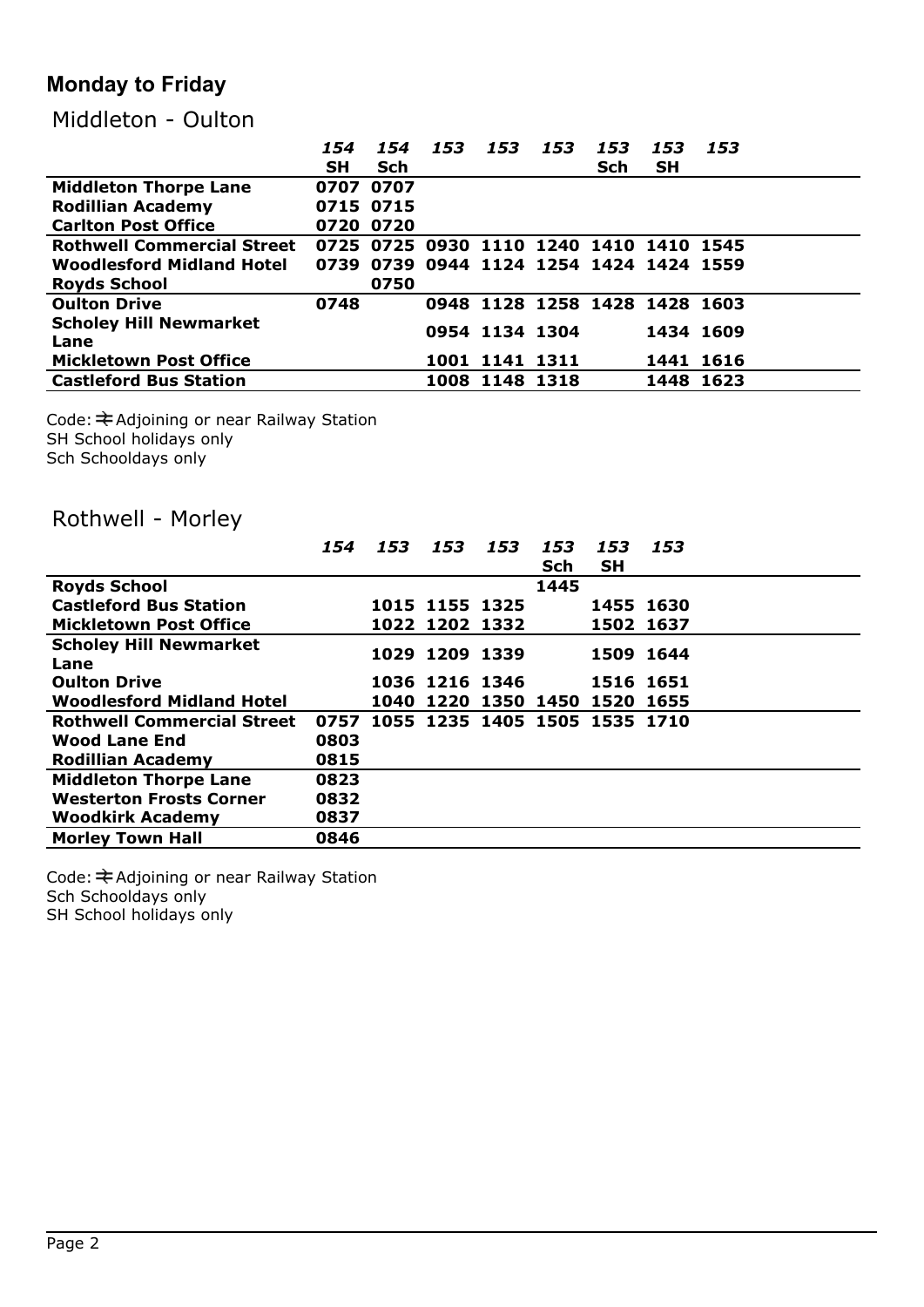## Monday to Friday

### Middleton - Oulton

| | *154* SH | *154* Sch | *153* | *153* | *153* | *153* Sch | *153* SH | *153* |
|---|---|---|---|---|---|---|---|---|
| **Middleton Thorpe Lane** | 0707 | 0707 | | | | | | |
| **Rodillian Academy** | 0715 | 0715 | | | | | | |
| **Carlton Post Office** | 0720 | 0720 | | | | | | |
| **Rothwell Commercial Street** | 0725 | 0725 | 0930 | 1110 | 1240 | 1410 | 1410 | 1545 |
| **Woodlesford Midland Hotel** | 0739 | 0739 | 0944 | 1124 | 1254 | 1424 | 1424 | 1559 |
| **Royds School** | | 0750 | | | | | | |
| **Oulton Drive** | 0748 | | 0948 | 1128 | 1258 | 1428 | 1428 | 1603 |
| **Scholey Hill Newmarket Lane** | | | 0954 | 1134 | 1304 | | 1434 | 1609 |
| **Mickletown Post Office** | | | 1001 | 1141 | 1311 | | 1441 | 1616 |
| **Castleford Bus Station** | | | 1008 | 1148 | 1318 | | 1448 | 1623 |

Code: ⇌ Adjoining or near Railway Station
SH School holidays only
Sch Schooldays only

### Rothwell - Morley

| | *154* | *153* | *153* | *153* | *153* Sch | *153* SH | *153* |
|---|---|---|---|---|---|---|---|
| **Royds School** | | | | | 1445 | | |
| **Castleford Bus Station** | | 1015 | 1155 | 1325 | | 1455 | 1630 |
| **Mickletown Post Office** | | 1022 | 1202 | 1332 | | 1502 | 1637 |
| **Scholey Hill Newmarket Lane** | | 1029 | 1209 | 1339 | | 1509 | 1644 |
| **Oulton Drive** | | 1036 | 1216 | 1346 | | 1516 | 1651 |
| **Woodlesford Midland Hotel** | | 1040 | 1220 | 1350 | 1450 | 1520 | 1655 |
| **Rothwell Commercial Street** | 0757 | 1055 | 1235 | 1405 | 1505 | 1535 | 1710 |
| **Wood Lane End** | 0803 | | | | | | |
| **Rodillian Academy** | 0815 | | | | | | |
| **Middleton Thorpe Lane** | 0823 | | | | | | |
| **Westerton Frosts Corner** | 0832 | | | | | | |
| **Woodkirk Academy** | 0837 | | | | | | |
| **Morley Town Hall** | 0846 | | | | | | |

Code: ⇌ Adjoining or near Railway Station
Sch Schooldays only
SH School holidays only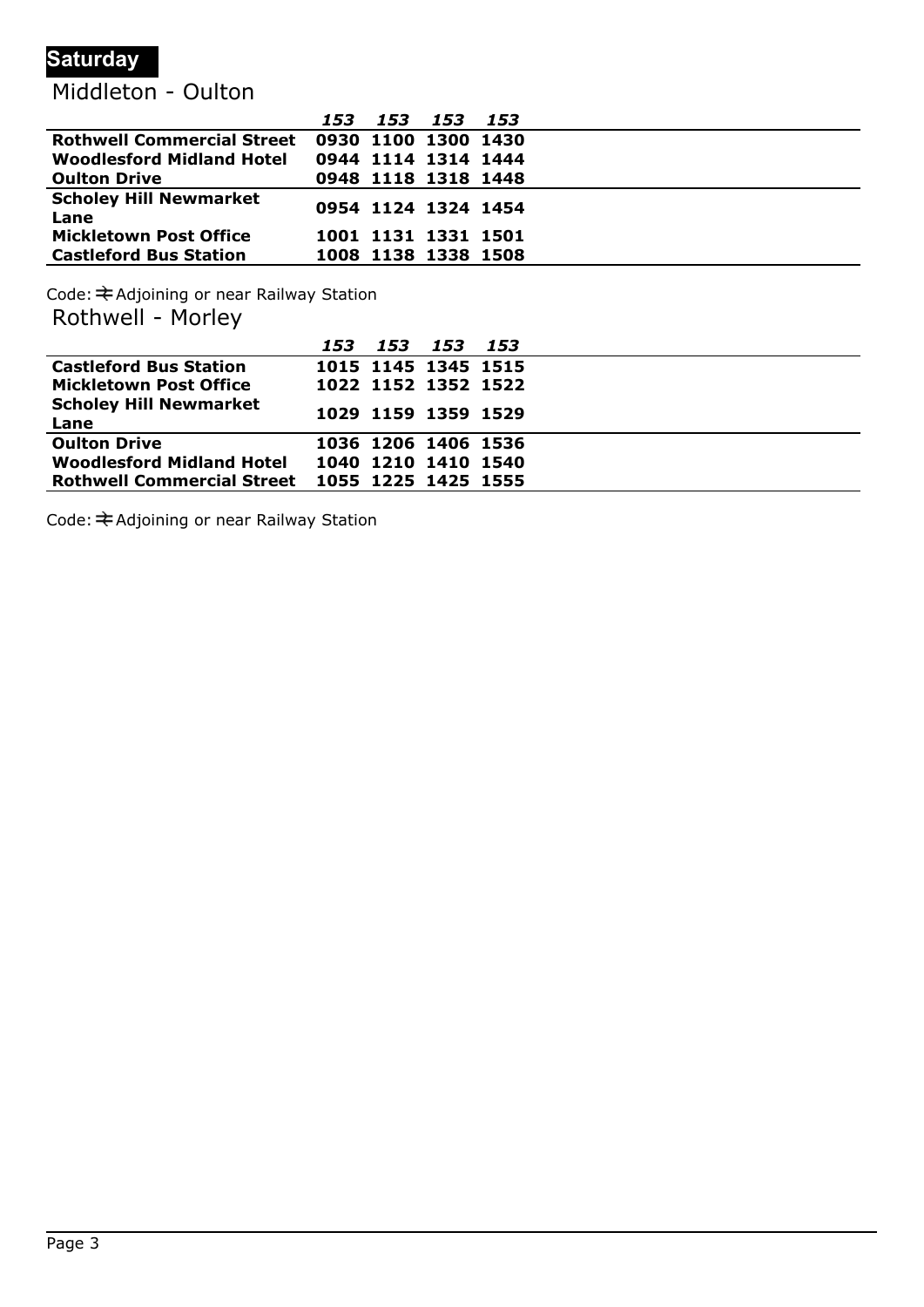## Saturday

### Middleton - Oulton

| | *153* | *153* | *153* | *153* |
|---|---|---|---|---|
| **Rothwell Commercial Street** | **0930** | **1100** | **1300** | **1430** |
| **Woodlesford Midland Hotel** | **0944** | **1114** | **1314** | **1444** |
| **Oulton Drive** | **0948** | **1118** | **1318** | **1448** |
| **Scholey Hill Newmarket Lane** | **0954** | **1124** | **1324** | **1454** |
| **Mickletown Post Office** | **1001** | **1131** | **1331** | **1501** |
| **Castleford Bus Station** | **1008** | **1138** | **1338** | **1508** |

Code: ⇌ Adjoining or near Railway Station

### Rothwell - Morley

| | *153* | *153* | *153* | *153* |
|---|---|---|---|---|
| **Castleford Bus Station** | **1015** | **1145** | **1345** | **1515** |
| **Mickletown Post Office** | **1022** | **1152** | **1352** | **1522** |
| **Scholey Hill Newmarket Lane** | **1029** | **1159** | **1359** | **1529** |
| **Oulton Drive** | **1036** | **1206** | **1406** | **1536** |
| **Woodlesford Midland Hotel** | **1040** | **1210** | **1410** | **1540** |
| **Rothwell Commercial Street** | **1055** | **1225** | **1425** | **1555** |

Code: ⇌ Adjoining or near Railway Station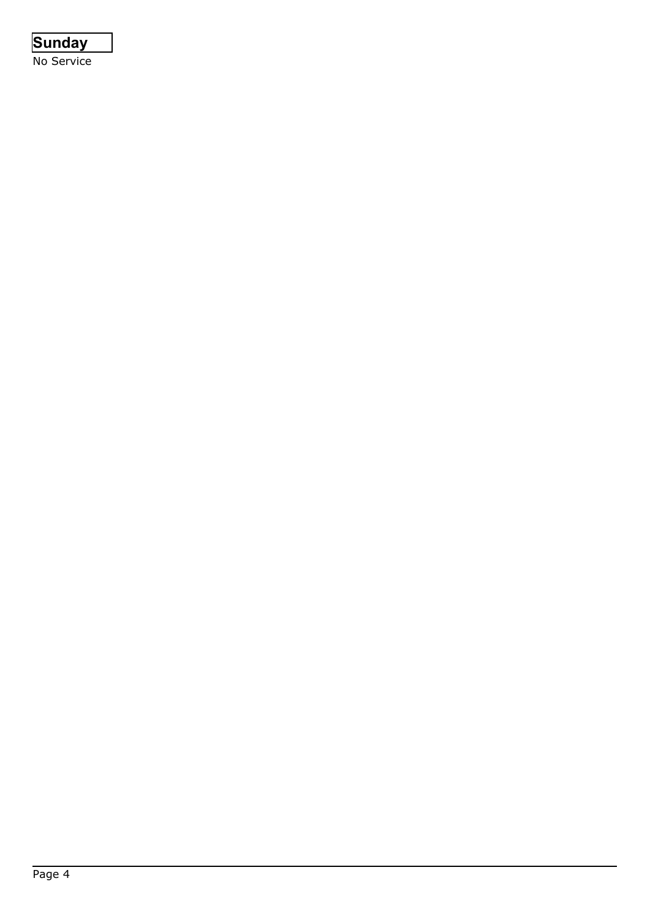## Sunday

No Service